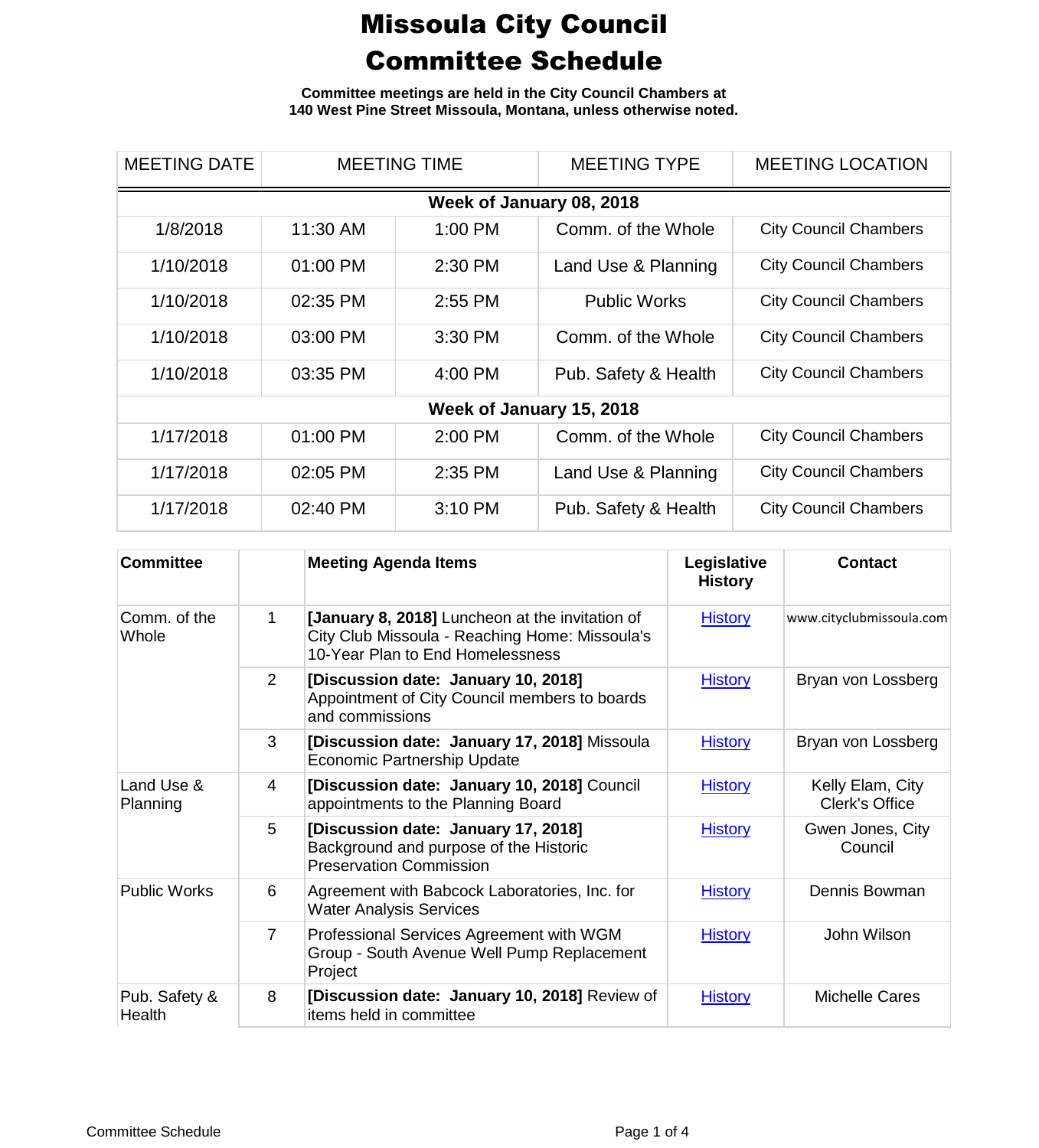# Missoula City Council Committee Schedule

**Committee meetings are held in the City Council Chambers at 140 West Pine Street Missoula, Montana, unless otherwise noted.**

| MEETING DATE | MEETING TIME | | MEETING TYPE | MEETING LOCATION |
|---|---|---|---|---|
| **Week of January 08, 2018** | | | | |
| 1/8/2018 | 11:30 AM | 1:00 PM | Comm. of the Whole | City Council Chambers |
| 1/10/2018 | 01:00 PM | 2:30 PM | Land Use & Planning | City Council Chambers |
| 1/10/2018 | 02:35 PM | 2:55 PM | Public Works | City Council Chambers |
| 1/10/2018 | 03:00 PM | 3:30 PM | Comm. of the Whole | City Council Chambers |
| 1/10/2018 | 03:35 PM | 4:00 PM | Pub. Safety & Health | City Council Chambers |
| **Week of January 15, 2018** | | | | |
| 1/17/2018 | 01:00 PM | 2:00 PM | Comm. of the Whole | City Council Chambers |
| 1/17/2018 | 02:05 PM | 2:35 PM | Land Use & Planning | City Council Chambers |
| 1/17/2018 | 02:40 PM | 3:10 PM | Pub. Safety & Health | City Council Chambers |

| Committee | | Meeting Agenda Items | Legislative History | Contact |
|---|---|---|---|---|
| Comm. of the Whole | 1 | **[January 8, 2018]** Luncheon at the invitation of City Club Missoula - Reaching Home: Missoula's 10-Year Plan to End Homelessness | History | www.cityclubmissoula.com |
| | 2 | **[Discussion date: January 10, 2018]** Appointment of City Council members to boards and commissions | History | Bryan von Lossberg |
| | 3 | **[Discussion date: January 17, 2018]** Missoula Economic Partnership Update | History | Bryan von Lossberg |
| Land Use & Planning | 4 | **[Discussion date: January 10, 2018]** Council appointments to the Planning Board | History | Kelly Elam, City Clerk's Office |
| | 5 | **[Discussion date: January 17, 2018]** Background and purpose of the Historic Preservation Commission | History | Gwen Jones, City Council |
| Public Works | 6 | Agreement with Babcock Laboratories, Inc. for Water Analysis Services | History | Dennis Bowman |
| | 7 | Professional Services Agreement with WGM Group - South Avenue Well Pump Replacement Project | History | John Wilson |
| Pub. Safety & Health | 8 | **[Discussion date: January 10, 2018]** Review of items held in committee | History | Michelle Cares |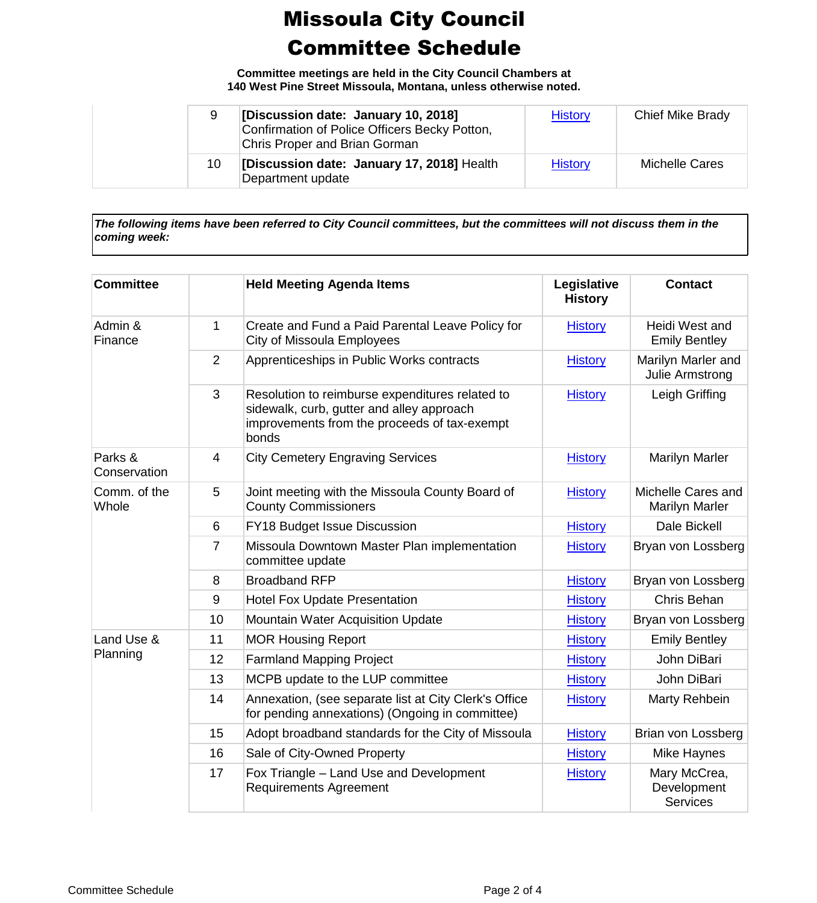# Missoula City Council Committee Schedule

**Committee meetings are held in the City Council Chambers at 140 West Pine Street Missoula, Montana, unless otherwise noted.**

| | | | | |
|---|---|---|---|---|
| | 9 | **[Discussion date: January 10, 2018]** Confirmation of Police Officers Becky Potton, Chris Proper and Brian Gorman | History | Chief Mike Brady |
| | 10 | **[Discussion date: January 17, 2018]** Health Department update | History | Michelle Cares |

***The following items have been referred to City Council committees, but the committees will not discuss them in the coming week:***

| Committee | | Held Meeting Agenda Items | Legislative History | Contact |
|---|---|---|---|---|
| Admin & Finance | 1 | Create and Fund a Paid Parental Leave Policy for City of Missoula Employees | History | Heidi West and Emily Bentley |
| | 2 | Apprenticeships in Public Works contracts | History | Marilyn Marler and Julie Armstrong |
| | 3 | Resolution to reimburse expenditures related to sidewalk, curb, gutter and alley approach improvements from the proceeds of tax-exempt bonds | History | Leigh Griffing |
| Parks & Conservation | 4 | City Cemetery Engraving Services | History | Marilyn Marler |
| Comm. of the Whole | 5 | Joint meeting with the Missoula County Board of County Commissioners | History | Michelle Cares and Marilyn Marler |
| | 6 | FY18 Budget Issue Discussion | History | Dale Bickell |
| | 7 | Missoula Downtown Master Plan implementation committee update | History | Bryan von Lossberg |
| | 8 | Broadband RFP | History | Bryan von Lossberg |
| | 9 | Hotel Fox Update Presentation | History | Chris Behan |
| | 10 | Mountain Water Acquisition Update | History | Bryan von Lossberg |
| Land Use & Planning | 11 | MOR Housing Report | History | Emily Bentley |
| | 12 | Farmland Mapping Project | History | John DiBari |
| | 13 | MCPB update to the LUP committee | History | John DiBari |
| | 14 | Annexation, (see separate list at City Clerk's Office for pending annexations) (Ongoing in committee) | History | Marty Rehbein |
| | 15 | Adopt broadband standards for the City of Missoula | History | Brian von Lossberg |
| | 16 | Sale of City-Owned Property | History | Mike Haynes |
| | 17 | Fox Triangle – Land Use and Development Requirements Agreement | History | Mary McCrea, Development Services |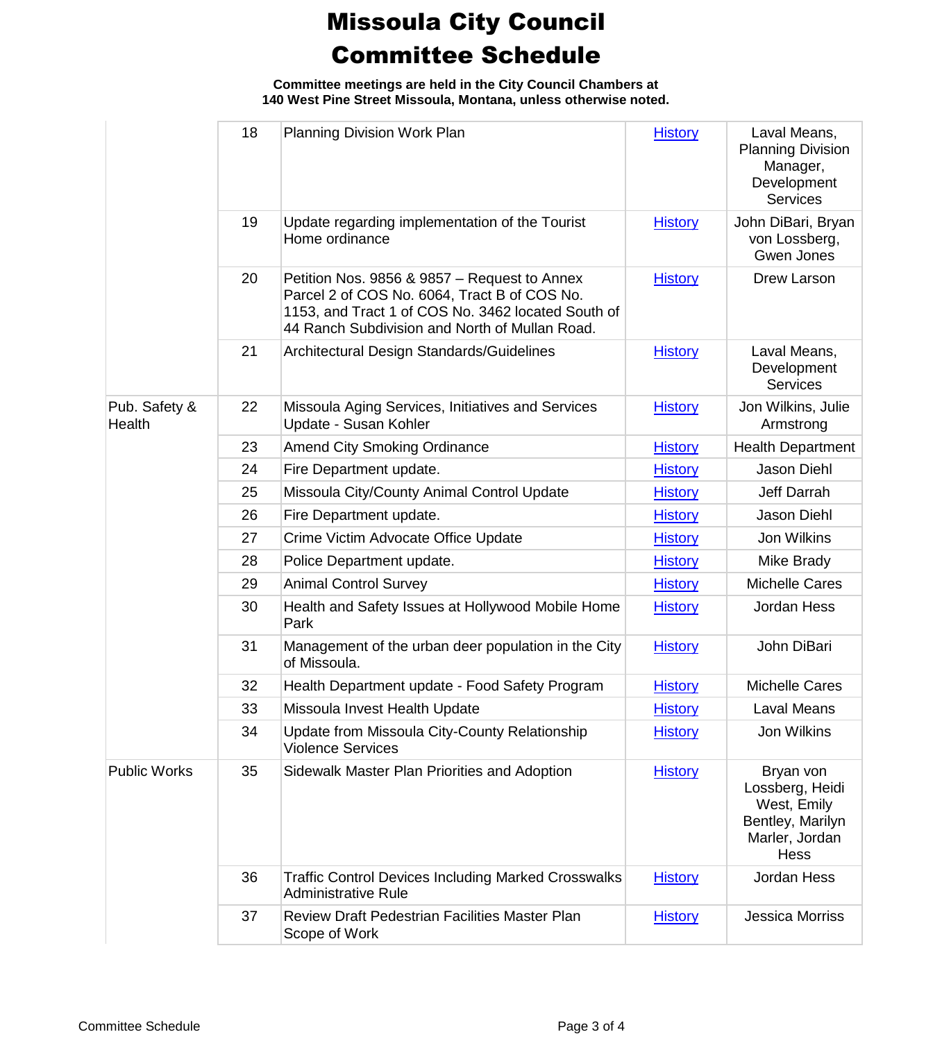# Missoula City Council
# Committee Schedule

**Committee meetings are held in the City Council Chambers at 140 West Pine Street Missoula, Montana, unless otherwise noted.**

| | | | | |
|---|---|---|---|---|
| | 18 | Planning Division Work Plan | History | Laval Means, Planning Division Manager, Development Services |
| | 19 | Update regarding implementation of the Tourist Home ordinance | History | John DiBari, Bryan von Lossberg, Gwen Jones |
| | 20 | Petition Nos. 9856 & 9857 – Request to Annex Parcel 2 of COS No. 6064, Tract B of COS No. 1153, and Tract 1 of COS No. 3462 located South of 44 Ranch Subdivision and North of Mullan Road. | History | Drew Larson |
| | 21 | Architectural Design Standards/Guidelines | History | Laval Means, Development Services |
| Pub. Safety & Health | 22 | Missoula Aging Services, Initiatives and Services Update - Susan Kohler | History | Jon Wilkins, Julie Armstrong |
| | 23 | Amend City Smoking Ordinance | History | Health Department |
| | 24 | Fire Department update. | History | Jason Diehl |
| | 25 | Missoula City/County Animal Control Update | History | Jeff Darrah |
| | 26 | Fire Department update. | History | Jason Diehl |
| | 27 | Crime Victim Advocate Office Update | History | Jon Wilkins |
| | 28 | Police Department update. | History | Mike Brady |
| | 29 | Animal Control Survey | History | Michelle Cares |
| | 30 | Health and Safety Issues at Hollywood Mobile Home Park | History | Jordan Hess |
| | 31 | Management of the urban deer population in the City of Missoula. | History | John DiBari |
| | 32 | Health Department update - Food Safety Program | History | Michelle Cares |
| | 33 | Missoula Invest Health Update | History | Laval Means |
| | 34 | Update from Missoula City-County Relationship Violence Services | History | Jon Wilkins |
| Public Works | 35 | Sidewalk Master Plan Priorities and Adoption | History | Bryan von Lossberg, Heidi West, Emily Bentley, Marilyn Marler, Jordan Hess |
| | 36 | Traffic Control Devices Including Marked Crosswalks Administrative Rule | History | Jordan Hess |
| | 37 | Review Draft Pedestrian Facilities Master Plan Scope of Work | History | Jessica Morriss |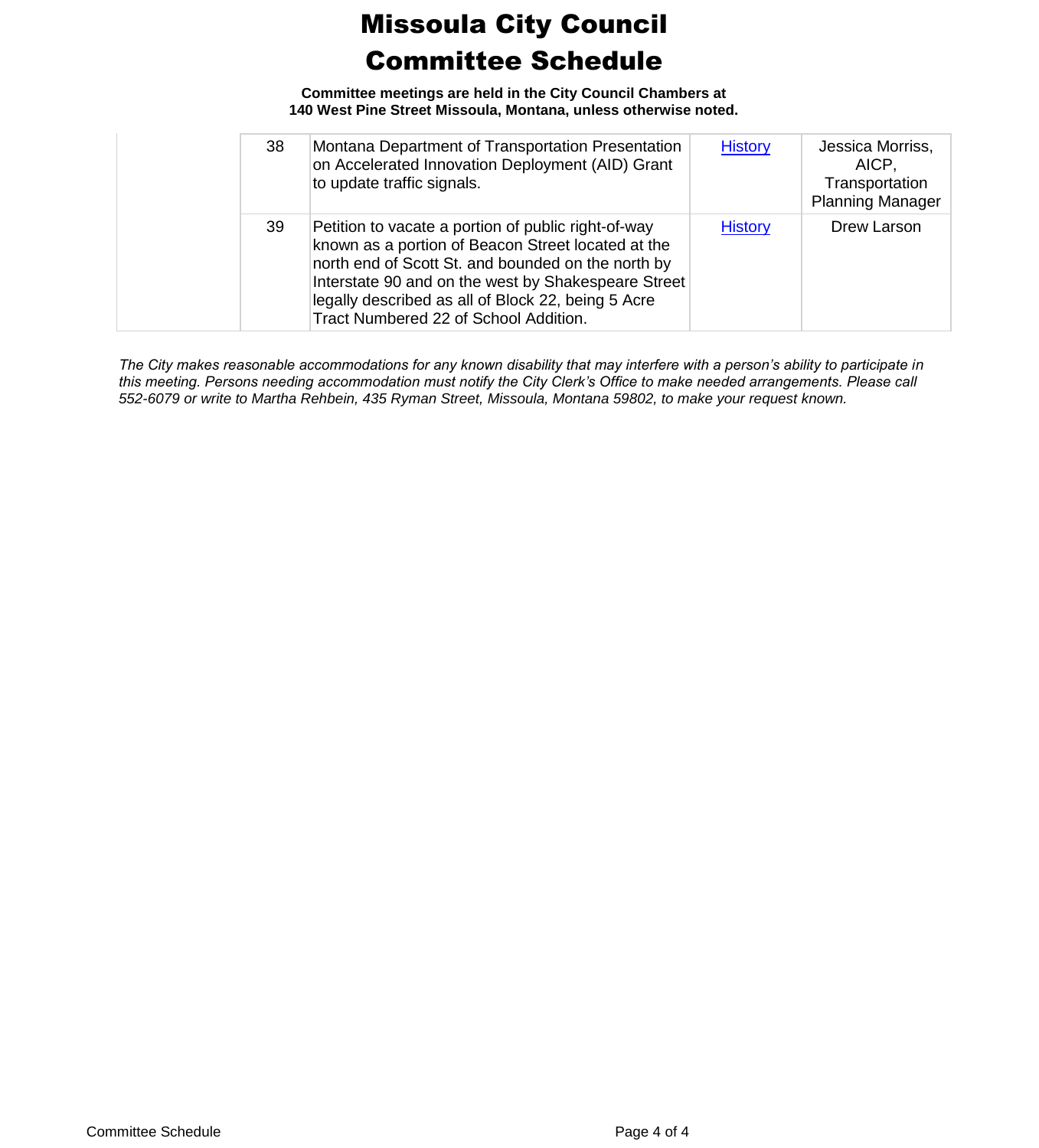# Missoula City Council
# Committee Schedule

**Committee meetings are held in the City Council Chambers at 140 West Pine Street Missoula, Montana, unless otherwise noted.**

| | | | | |
|---|---|---|---|---|
| | 38 | Montana Department of Transportation Presentation on Accelerated Innovation Deployment (AID) Grant to update traffic signals. | History | Jessica Morriss, AICP, Transportation Planning Manager |
| | 39 | Petition to vacate a portion of public right-of-way known as a portion of Beacon Street located at the north end of Scott St. and bounded on the north by Interstate 90 and on the west by Shakespeare Street legally described as all of Block 22, being 5 Acre Tract Numbered 22 of School Addition. | History | Drew Larson |

*The City makes reasonable accommodations for any known disability that may interfere with a person's ability to participate in this meeting. Persons needing accommodation must notify the City Clerk's Office to make needed arrangements. Please call 552-6079 or write to Martha Rehbein, 435 Ryman Street, Missoula, Montana 59802, to make your request known.*